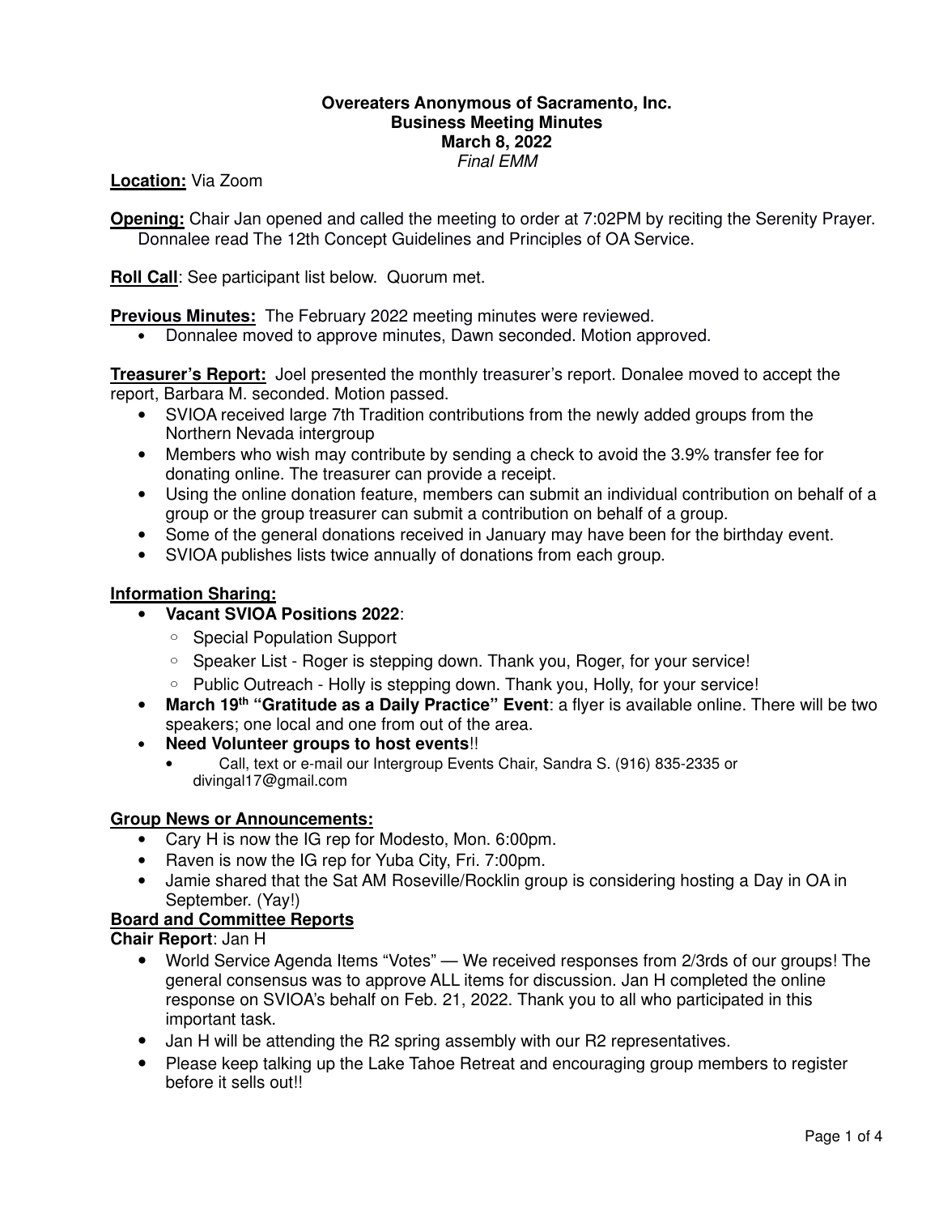**Overeaters Anonymous of Sacramento, Inc.**
**Business Meeting Minutes**
**March 8, 2022**
*Final EMM*

**Location:** Via Zoom

**Opening:** Chair Jan opened and called the meeting to order at 7:02PM by reciting the Serenity Prayer. Donnalee read The 12th Concept Guidelines and Principles of OA Service.

**Roll Call**: See participant list below. Quorum met.

**Previous Minutes:** The February 2022 meeting minutes were reviewed.

- Donnalee moved to approve minutes, Dawn seconded. Motion approved.

**Treasurer's Report:** Joel presented the monthly treasurer's report. Donalee moved to accept the report, Barbara M. seconded. Motion passed.

- SVIOA received large 7th Tradition contributions from the newly added groups from the Northern Nevada intergroup
- Members who wish may contribute by sending a check to avoid the 3.9% transfer fee for donating online. The treasurer can provide a receipt.
- Using the online donation feature, members can submit an individual contribution on behalf of a group or the group treasurer can submit a contribution on behalf of a group.
- Some of the general donations received in January may have been for the birthday event.
- SVIOA publishes lists twice annually of donations from each group.

**Information Sharing:**

- **Vacant SVIOA Positions 2022**:
  - Special Population Support
  - Speaker List - Roger is stepping down. Thank you, Roger, for your service!
  - Public Outreach - Holly is stepping down. Thank you, Holly, for your service!
- **March 19th "Gratitude as a Daily Practice" Event**: a flyer is available online. There will be two speakers; one local and one from out of the area.
- **Need Volunteer groups to host events**!!
  - Call, text or e-mail our Intergroup Events Chair, Sandra S. (916) 835-2335 or divingal17@gmail.com

**Group News or Announcements:**

- Cary H is now the IG rep for Modesto, Mon. 6:00pm.
- Raven is now the IG rep for Yuba City, Fri. 7:00pm.
- Jamie shared that the Sat AM Roseville/Rocklin group is considering hosting a Day in OA in September. (Yay!)

**Board and Committee Reports**

**Chair Report**: Jan H

- World Service Agenda Items "Votes" — We received responses from 2/3rds of our groups! The general consensus was to approve ALL items for discussion. Jan H completed the online response on SVIOA's behalf on Feb. 21, 2022. Thank you to all who participated in this important task.
- Jan H will be attending the R2 spring assembly with our R2 representatives.
- Please keep talking up the Lake Tahoe Retreat and encouraging group members to register before it sells out!!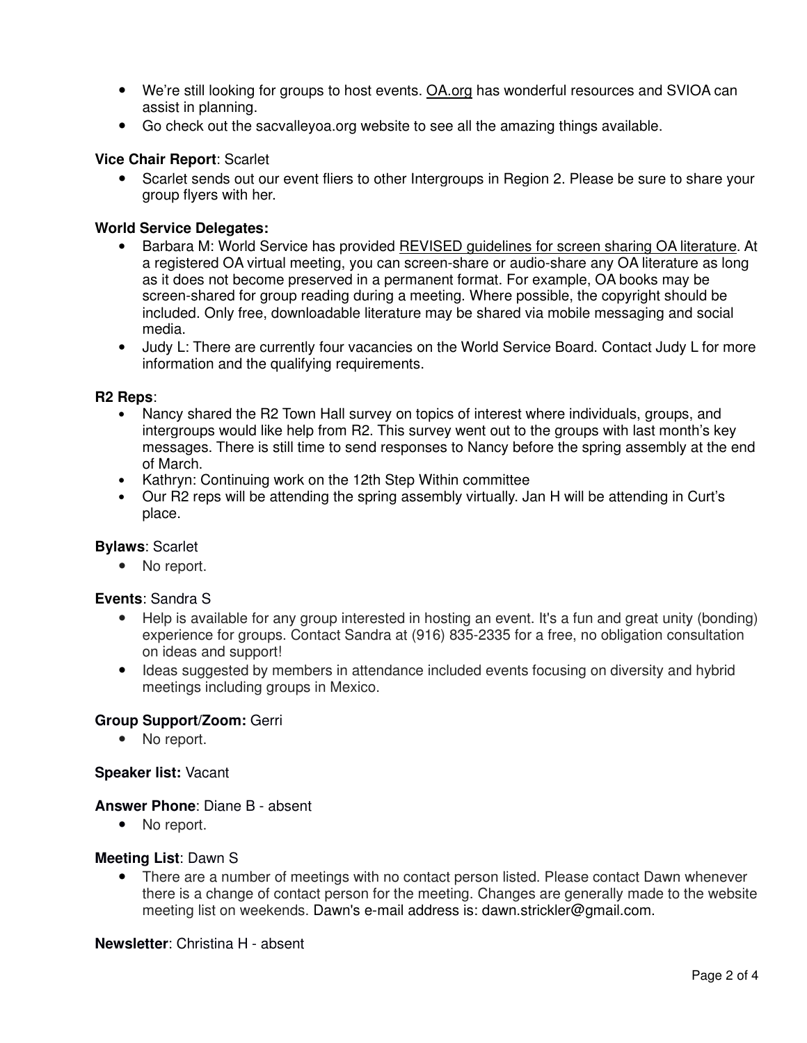- We're still looking for groups to host events. OA.org has wonderful resources and SVIOA can assist in planning.
- Go check out the sacvalleyoa.org website to see all the amazing things available.

**Vice Chair Report**: Scarlet

- Scarlet sends out our event fliers to other Intergroups in Region 2. Please be sure to share your group flyers with her.

**World Service Delegates:**

- Barbara M: World Service has provided REVISED guidelines for screen sharing OA literature. At a registered OA virtual meeting, you can screen-share or audio-share any OA literature as long as it does not become preserved in a permanent format. For example, OA books may be screen-shared for group reading during a meeting. Where possible, the copyright should be included. Only free, downloadable literature may be shared via mobile messaging and social media.
- Judy L: There are currently four vacancies on the World Service Board. Contact Judy L for more information and the qualifying requirements.

**R2 Reps**:

- Nancy shared the R2 Town Hall survey on topics of interest where individuals, groups, and intergroups would like help from R2. This survey went out to the groups with last month's key messages. There is still time to send responses to Nancy before the spring assembly at the end of March.
- Kathryn: Continuing work on the 12th Step Within committee
- Our R2 reps will be attending the spring assembly virtually. Jan H will be attending in Curt's place.

**Bylaws**: Scarlet

- No report.

**Events**: Sandra S

- Help is available for any group interested in hosting an event. It's a fun and great unity (bonding) experience for groups. Contact Sandra at (916) 835-2335 for a free, no obligation consultation on ideas and support!
- Ideas suggested by members in attendance included events focusing on diversity and hybrid meetings including groups in Mexico.

**Group Support/Zoom:** Gerri

- No report.

**Speaker list:** Vacant

**Answer Phone**: Diane B - absent

- No report.

**Meeting List**: Dawn S

- There are a number of meetings with no contact person listed. Please contact Dawn whenever there is a change of contact person for the meeting. Changes are generally made to the website meeting list on weekends. Dawn's e-mail address is: dawn.strickler@gmail.com.

**Newsletter**: Christina H - absent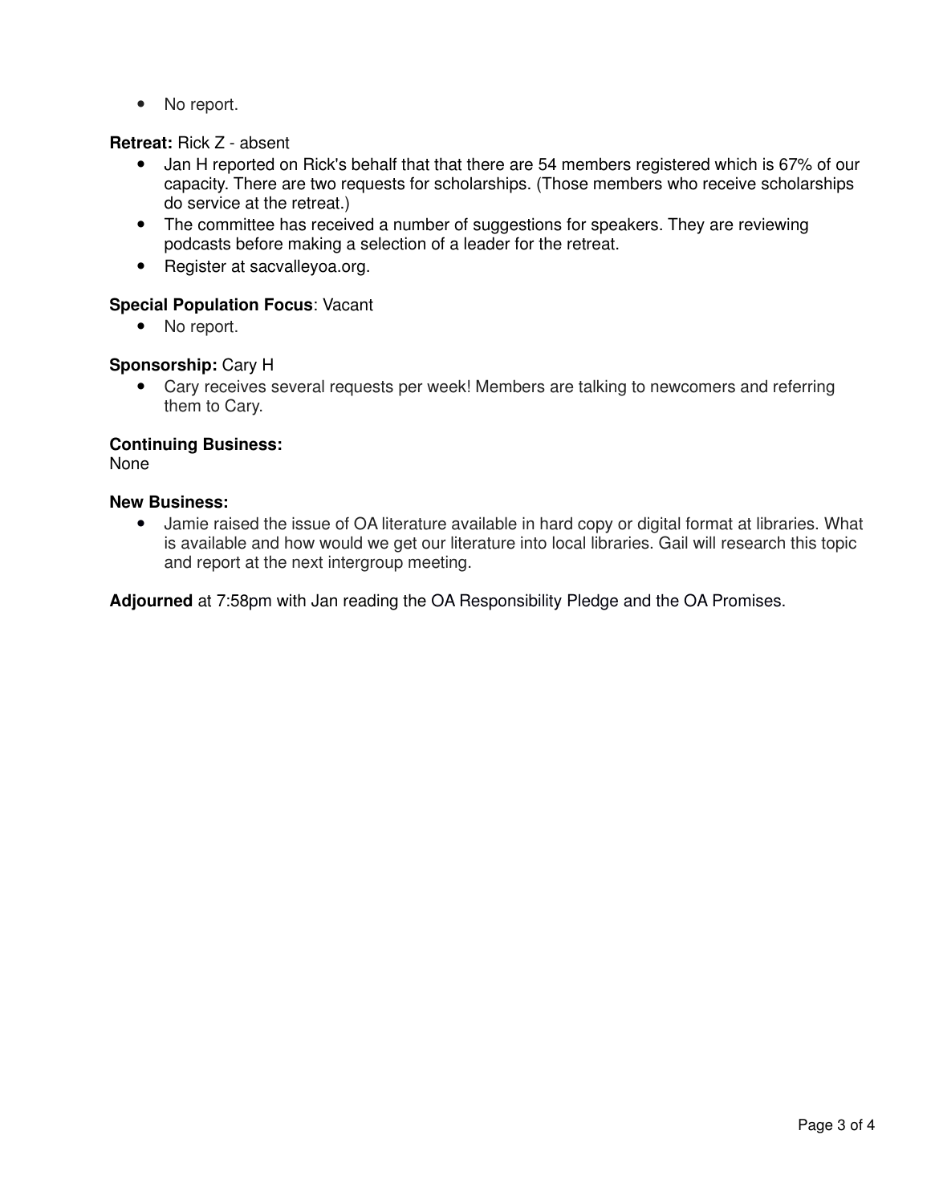- No report.

**Retreat:** Rick Z - absent

- Jan H reported on Rick's behalf that that there are 54 members registered which is 67% of our capacity. There are two requests for scholarships. (Those members who receive scholarships do service at the retreat.)
- The committee has received a number of suggestions for speakers. They are reviewing podcasts before making a selection of a leader for the retreat.
- Register at sacvalleyoa.org.

**Special Population Focus**: Vacant

- No report.

**Sponsorship:** Cary H

- Cary receives several requests per week! Members are talking to newcomers and referring them to Cary.

**Continuing Business:**
None

**New Business:**

- Jamie raised the issue of OA literature available in hard copy or digital format at libraries. What is available and how would we get our literature into local libraries. Gail will research this topic and report at the next intergroup meeting.

**Adjourned** at 7:58pm with Jan reading the OA Responsibility Pledge and the OA Promises.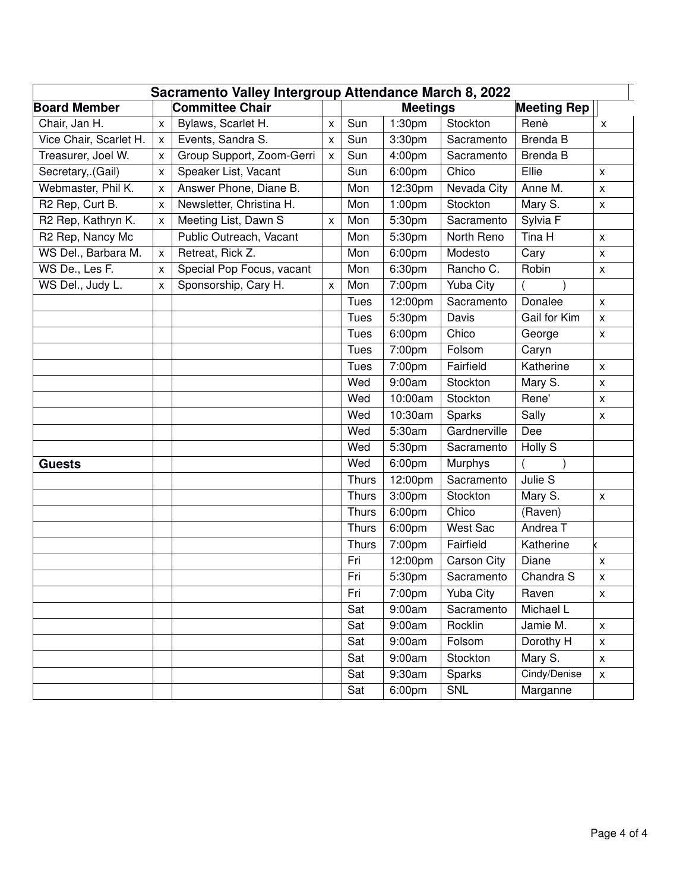| Sacramento Valley Intergroup Attendance March 8, 2022 | | | | | | | | |
|---|---|---|---|---|---|---|---|---|
| **Board Member** | | **Committee Chair** | | **Meetings** | | | **Meeting Rep** | |
| Chair, Jan H. | x | Bylaws, Scarlet H. | x | Sun | 1:30pm | Stockton | Renè | x |
| Vice Chair, Scarlet H. | x | Events, Sandra S. | x | Sun | 3:30pm | Sacramento | Brenda B | |
| Treasurer, Joel W. | x | Group Support, Zoom-Gerri | x | Sun | 4:00pm | Sacramento | Brenda B | |
| Secretary,.(Gail) | x | Speaker List, Vacant | | Sun | 6:00pm | Chico | Ellie | x |
| Webmaster, Phil K. | x | Answer Phone, Diane B. | | Mon | 12:30pm | Nevada City | Anne M. | x |
| R2 Rep, Curt B. | x | Newsletter, Christina H. | | Mon | 1:00pm | Stockton | Mary S. | x |
| R2 Rep, Kathryn K. | x | Meeting List, Dawn S | x | Mon | 5:30pm | Sacramento | Sylvia F | |
| R2 Rep, Nancy Mc | | Public Outreach, Vacant | | Mon | 5:30pm | North Reno | Tina H | x |
| WS Del., Barbara M. | x | Retreat, Rick Z. | | Mon | 6:00pm | Modesto | Cary | x |
| WS De., Les F. | x | Special Pop Focus, vacant | | Mon | 6:30pm | Rancho C. | Robin | x |
| WS Del., Judy L. | x | Sponsorship, Cary H. | x | Mon | 7:00pm | Yuba City | ( ) | |
| | | | | Tues | 12:00pm | Sacramento | Donalee | x |
| | | | | Tues | 5:30pm | Davis | Gail for Kim | x |
| | | | | Tues | 6:00pm | Chico | George | x |
| | | | | Tues | 7:00pm | Folsom | Caryn | |
| | | | | Tues | 7:00pm | Fairfield | Katherine | x |
| | | | | Wed | 9:00am | Stockton | Mary S. | x |
| | | | | Wed | 10:00am | Stockton | Rene' | x |
| | | | | Wed | 10:30am | Sparks | Sally | x |
| | | | | Wed | 5:30am | Gardnerville | Dee | |
| | | | | Wed | 5:30pm | Sacramento | Holly S | |
| **Guests** | | | | Wed | 6:00pm | Murphys | ( ) | |
| | | | | Thurs | 12:00pm | Sacramento | Julie S | |
| | | | | Thurs | 3:00pm | Stockton | Mary S. | x |
| | | | | Thurs | 6:00pm | Chico | (Raven) | |
| | | | | Thurs | 6:00pm | West Sac | Andrea T | |
| | | | | Thurs | 7:00pm | Fairfield | Katherine | x |
| | | | | Fri | 12:00pm | Carson City | Diane | x |
| | | | | Fri | 5:30pm | Sacramento | Chandra S | x |
| | | | | Fri | 7:00pm | Yuba City | Raven | x |
| | | | | Sat | 9:00am | Sacramento | Michael L | |
| | | | | Sat | 9:00am | Rocklin | Jamie M. | x |
| | | | | Sat | 9:00am | Folsom | Dorothy H | x |
| | | | | Sat | 9:00am | Stockton | Mary S. | x |
| | | | | Sat | 9:30am | Sparks | Cindy/Denise | x |
| | | | | Sat | 6:00pm | SNL | Marganne | |